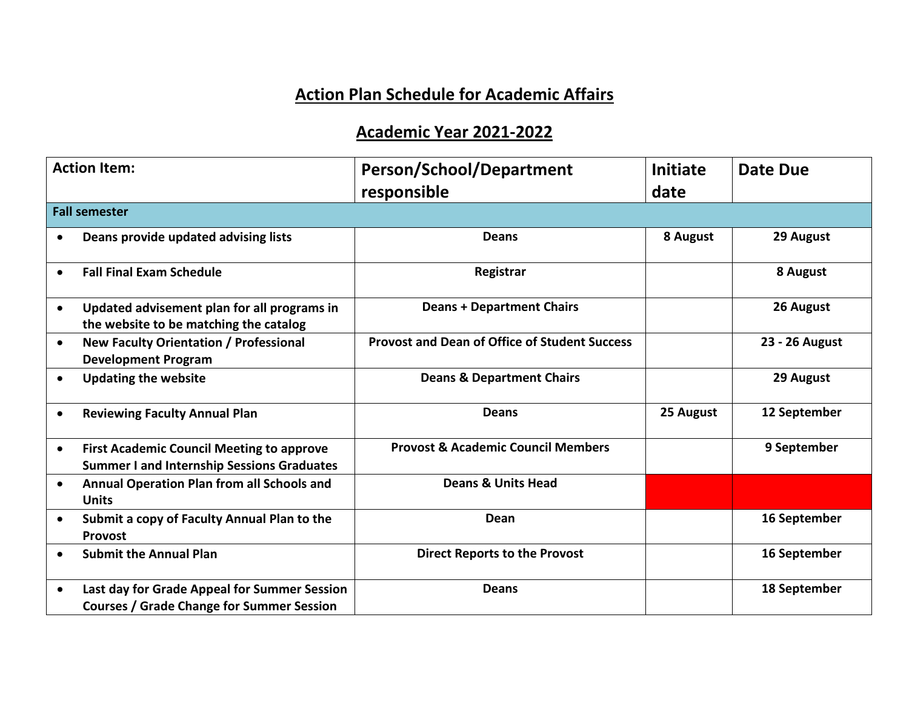# Action Plan Schedule for Academic Affairs

## Academic Year 2021-2022

| Action Item: | Person/School/Department responsible | Initiate date | Date Due |
|---|---|---|---|
| **Fall semester** | | | |
| • **Deans provide updated advising lists** | **Deans** | **8 August** | **29 August** |
| • **Fall Final Exam Schedule** | **Registrar** | | **8 August** |
| • **Updated advisement plan for all programs in the website to be matching the catalog** | **Deans + Department Chairs** | | **26 August** |
| • **New Faculty Orientation / Professional Development Program** | **Provost and Dean of Office of Student Success** | | **23 - 26 August** |
| • **Updating the website** | **Deans & Department Chairs** | | **29 August** |
| • **Reviewing Faculty Annual Plan** | **Deans** | **25 August** | **12 September** |
| • **First Academic Council Meeting to approve Summer I and Internship Sessions Graduates** | **Provost & Academic Council Members** | | **9 September** |
| • **Annual Operation Plan from all Schools and Units** | **Deans & Units Head** | | |
| • **Submit a copy of Faculty Annual Plan to the Provost** | **Dean** | | **16 September** |
| • **Submit the Annual Plan** | **Direct Reports to the Provost** | | **16 September** |
| • **Last day for Grade Appeal for Summer Session Courses / Grade Change for Summer Session** | **Deans** | | **18 September** |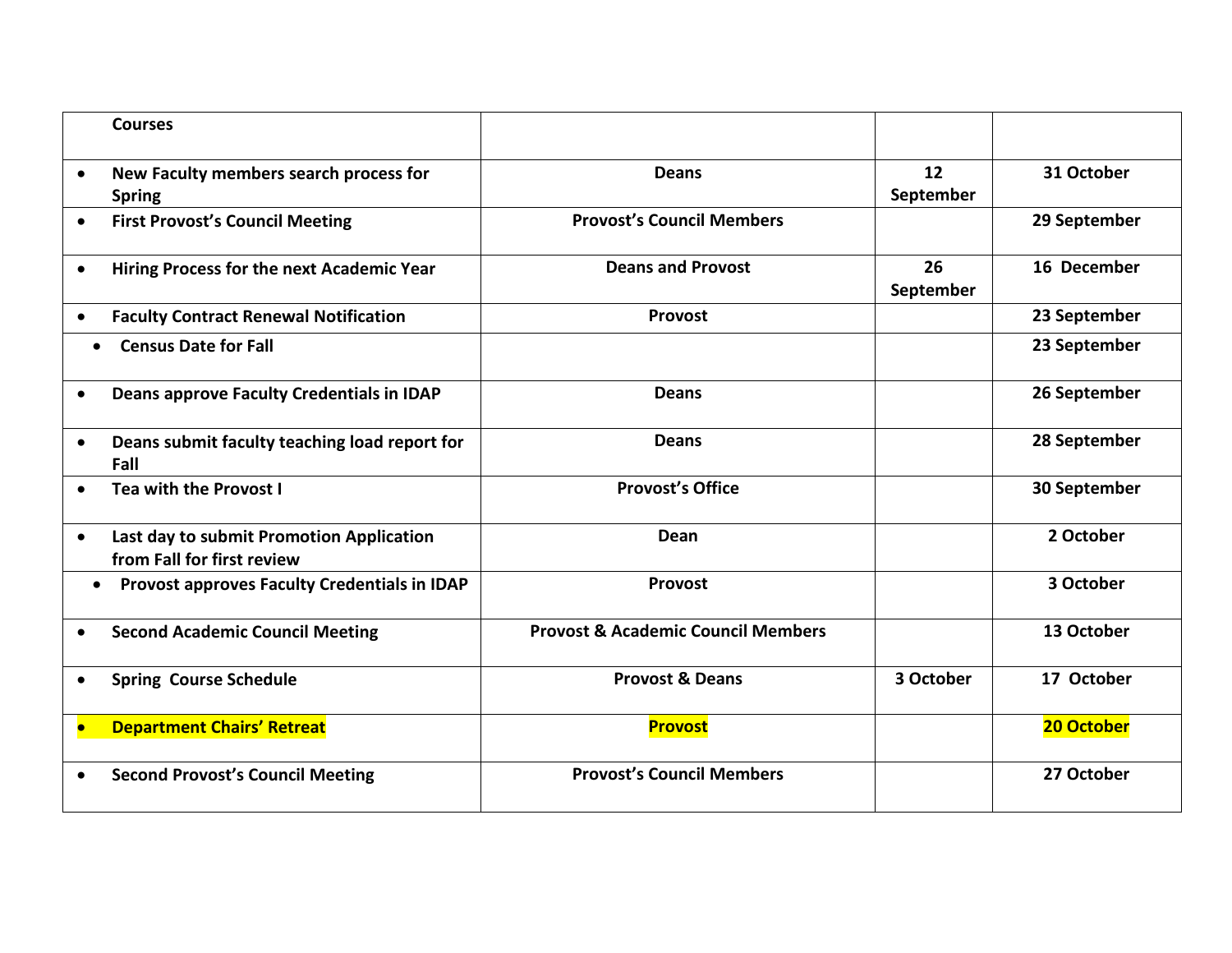| Courses | | | |
|---|---|---|---|
| • **New Faculty members search process for Spring** | **Deans** | **12 September** | **31 October** |
| • **First Provost's Council Meeting** | **Provost's Council Members** | | **29 September** |
| • **Hiring Process for the next Academic Year** | **Deans and Provost** | **26 September** | **16 December** |
| • **Faculty Contract Renewal Notification** | **Provost** | | **23 September** |
| • **Census Date for Fall** | | | **23 September** |
| • **Deans approve Faculty Credentials in IDAP** | **Deans** | | **26 September** |
| • **Deans submit faculty teaching load report for Fall** | **Deans** | | **28 September** |
| • **Tea with the Provost I** | **Provost's Office** | | **30 September** |
| • **Last day to submit Promotion Application from Fall for first review** | **Dean** | | **2 October** |
| • **Provost approves Faculty Credentials in IDAP** | **Provost** | | **3 October** |
| • **Second Academic Council Meeting** | **Provost & Academic Council Members** | | **13 October** |
| • **Spring Course Schedule** | **Provost & Deans** | **3 October** | **17 October** |
| • **Department Chairs' Retreat** | **Provost** | | **20 October** |
| • **Second Provost's Council Meeting** | **Provost's Council Members** | | **27 October** |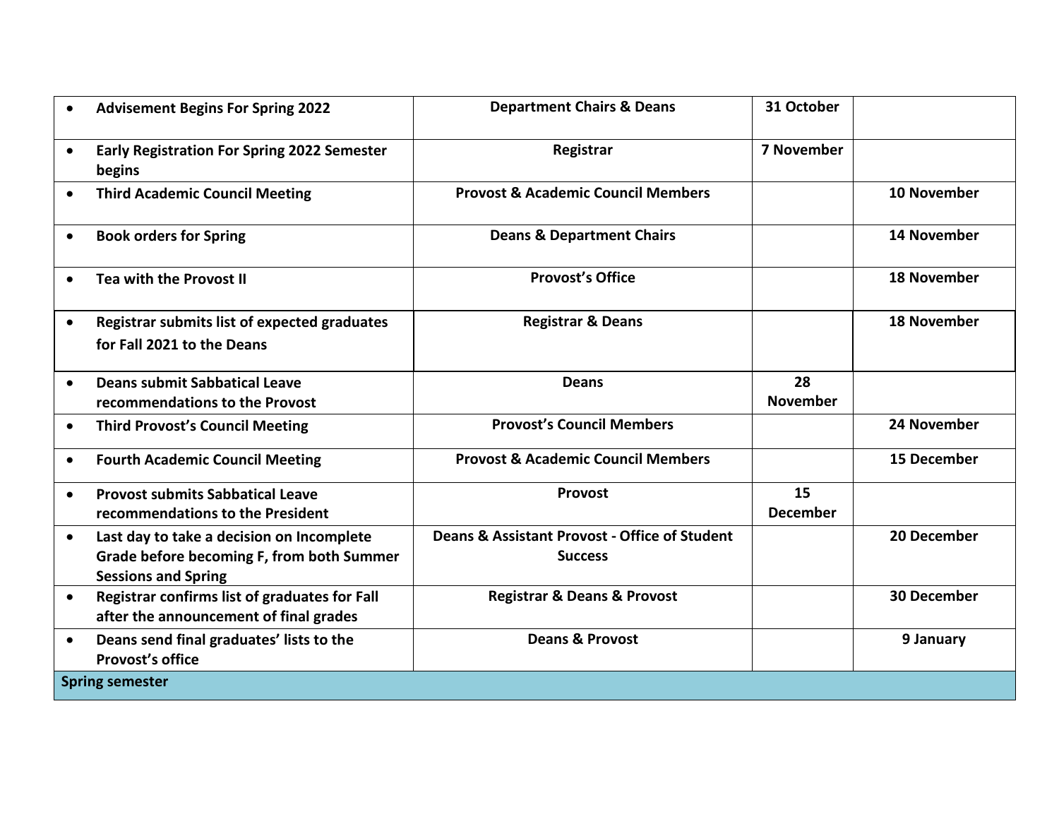| | | | |
|---|---|---|---|
| • **Advisement Begins For Spring 2022** | **Department Chairs & Deans** | **31 October** | |
| • **Early Registration For Spring 2022 Semester begins** | **Registrar** | **7 November** | |
| • **Third Academic Council Meeting** | **Provost & Academic Council Members** | | **10 November** |
| • **Book orders for Spring** | **Deans & Department Chairs** | | **14 November** |
| • **Tea with the Provost II** | **Provost's Office** | | **18 November** |
| • **Registrar submits list of expected graduates for Fall 2021 to the Deans** | **Registrar & Deans** | | **18 November** |
| • **Deans submit Sabbatical Leave recommendations to the Provost** | **Deans** | **28 November** | |
| • **Third Provost's Council Meeting** | **Provost's Council Members** | | **24 November** |
| • **Fourth Academic Council Meeting** | **Provost & Academic Council Members** | | **15 December** |
| • **Provost submits Sabbatical Leave recommendations to the President** | **Provost** | **15 December** | |
| • **Last day to take a decision on Incomplete Grade before becoming F, from both Summer Sessions and Spring** | **Deans & Assistant Provost - Office of Student Success** | | **20 December** |
| • **Registrar confirms list of graduates for Fall after the announcement of final grades** | **Registrar & Deans & Provost** | | **30 December** |
| • **Deans send final graduates' lists to the Provost's office** | **Deans & Provost** | | **9 January** |
| **Spring semester** | | | |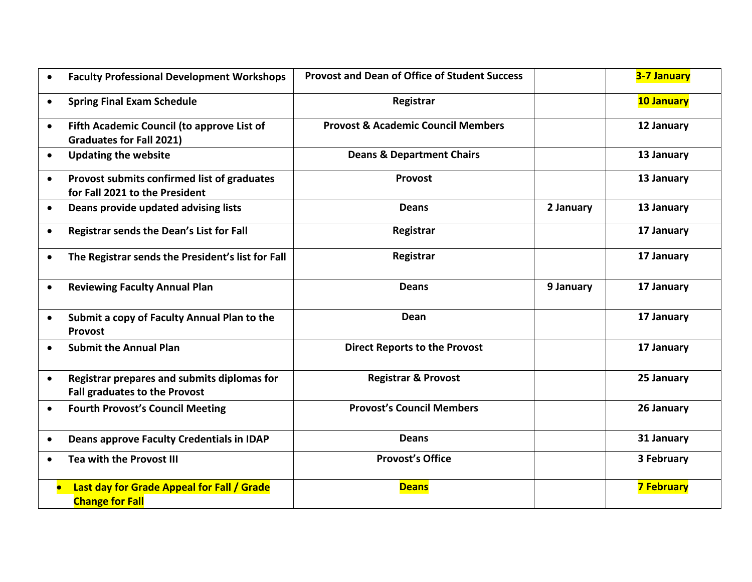| | | | |
|---|---|---|---|
| **Faculty Professional Development Workshops** | **Provost and Dean of Office of Student Success** | | **3-7 January** |
| **Spring Final Exam Schedule** | **Registrar** | | **10 January** |
| **Fifth Academic Council (to approve List of Graduates for Fall 2021)** | **Provost & Academic Council Members** | | **12 January** |
| **Updating the website** | **Deans & Department Chairs** | | **13 January** |
| **Provost submits confirmed list of graduates for Fall 2021 to the President** | **Provost** | | **13 January** |
| **Deans provide updated advising lists** | **Deans** | **2 January** | **13 January** |
| **Registrar sends the Dean's List for Fall** | **Registrar** | | **17 January** |
| **The Registrar sends the President's list for Fall** | **Registrar** | | **17 January** |
| **Reviewing Faculty Annual Plan** | **Deans** | **9 January** | **17 January** |
| **Submit a copy of Faculty Annual Plan to the Provost** | **Dean** | | **17 January** |
| **Submit the Annual Plan** | **Direct Reports to the Provost** | | **17 January** |
| **Registrar prepares and submits diplomas for Fall graduates to the Provost** | **Registrar & Provost** | | **25 January** |
| **Fourth Provost's Council Meeting** | **Provost's Council Members** | | **26 January** |
| **Deans approve Faculty Credentials in IDAP** | **Deans** | | **31 January** |
| **Tea with the Provost III** | **Provost's Office** | | **3 February** |
| **Last day for Grade Appeal for Fall / Grade Change for Fall** | **Deans** | | **7 February** |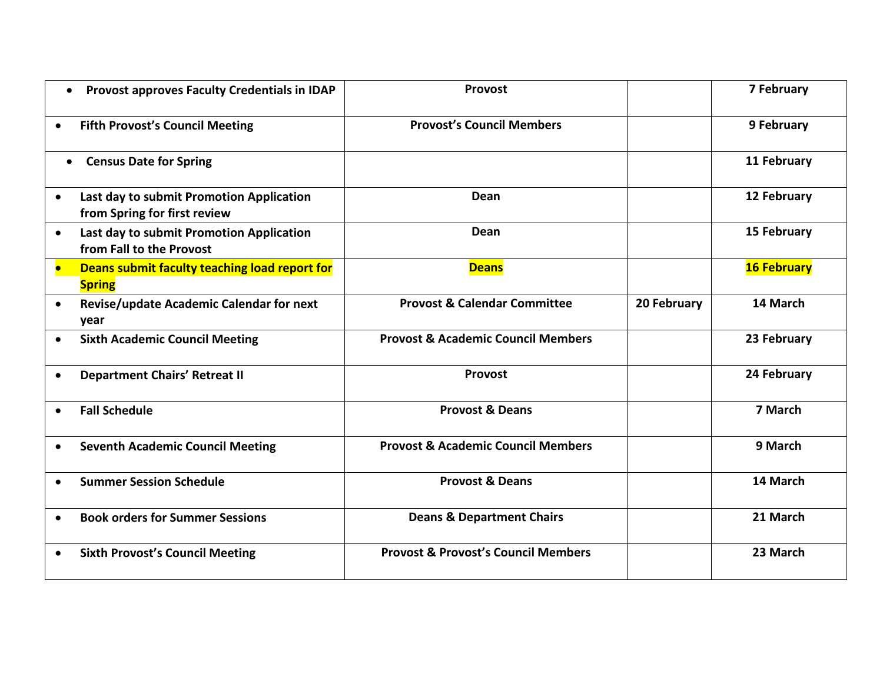| | | | |
|---|---|---|---|
| • **Provost approves Faculty Credentials in IDAP** | **Provost** | | **7 February** |
| • **Fifth Provost's Council Meeting** | **Provost's Council Members** | | **9 February** |
| • **Census Date for Spring** | | | **11 February** |
| • **Last day to submit Promotion Application from Spring for first review** | **Dean** | | **12 February** |
| • **Last day to submit Promotion Application from Fall to the Provost** | **Dean** | | **15 February** |
| • **Deans submit faculty teaching load report for Spring** | **Deans** | | **16 February** |
| • **Revise/update Academic Calendar for next year** | **Provost & Calendar Committee** | **20 February** | **14 March** |
| • **Sixth Academic Council Meeting** | **Provost & Academic Council Members** | | **23 February** |
| • **Department Chairs' Retreat II** | **Provost** | | **24 February** |
| • **Fall Schedule** | **Provost & Deans** | | **7 March** |
| • **Seventh Academic Council Meeting** | **Provost & Academic Council Members** | | **9 March** |
| • **Summer Session Schedule** | **Provost & Deans** | | **14 March** |
| • **Book orders for Summer Sessions** | **Deans & Department Chairs** | | **21 March** |
| • **Sixth Provost's Council Meeting** | **Provost & Provost's Council Members** | | **23 March** |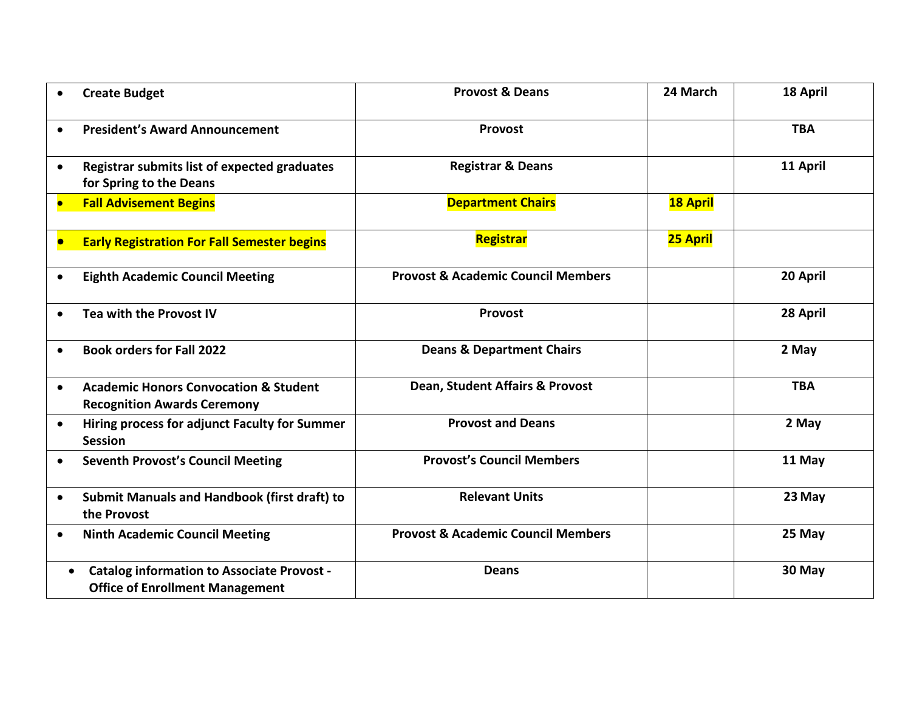| | | | |
|---|---|---|---|
| • **Create Budget** | **Provost & Deans** | **24 March** | **18 April** |
| • **President's Award Announcement** | **Provost** | | **TBA** |
| • **Registrar submits list of expected graduates for Spring to the Deans** | **Registrar & Deans** | | **11 April** |
| • **Fall Advisement Begins** | **Department Chairs** | **18 April** | |
| • **Early Registration For Fall Semester begins** | **Registrar** | **25 April** | |
| • **Eighth Academic Council Meeting** | **Provost & Academic Council Members** | | **20 April** |
| • **Tea with the Provost IV** | **Provost** | | **28 April** |
| • **Book orders for Fall 2022** | **Deans & Department Chairs** | | **2 May** |
| • **Academic Honors Convocation & Student Recognition Awards Ceremony** | **Dean, Student Affairs & Provost** | | **TBA** |
| • **Hiring process for adjunct Faculty for Summer Session** | **Provost and Deans** | | **2 May** |
| • **Seventh Provost's Council Meeting** | **Provost's Council Members** | | **11 May** |
| • **Submit Manuals and Handbook (first draft) to the Provost** | **Relevant Units** | | **23 May** |
| • **Ninth Academic Council Meeting** | **Provost & Academic Council Members** | | **25 May** |
| • **Catalog information to Associate Provost - Office of Enrollment Management** | **Deans** | | **30 May** |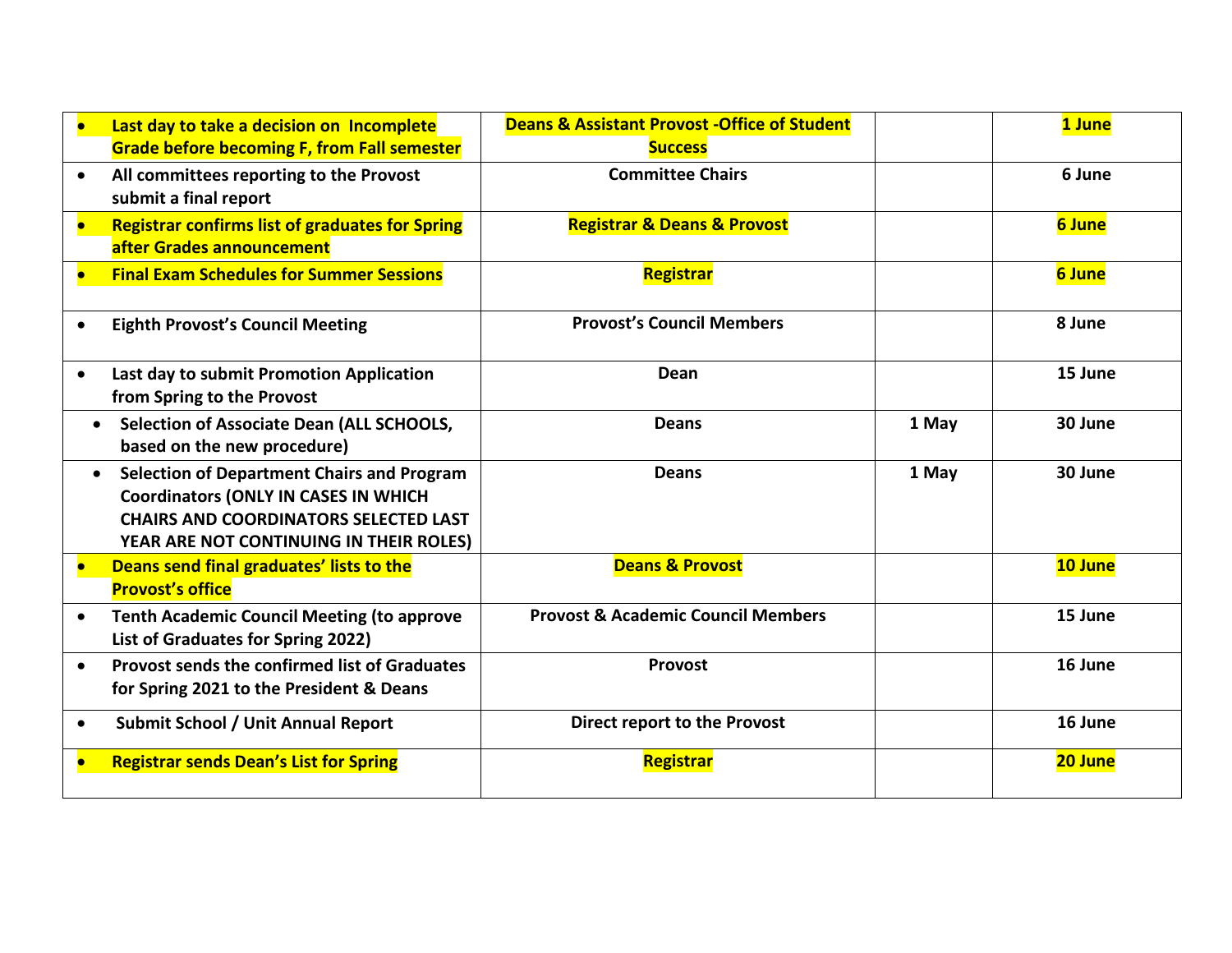| | | | |
|---|---|---|---|
| • **Last day to take a decision on Incomplete Grade before becoming F, from Fall semester** | **Deans & Assistant Provost -Office of Student Success** | | **1 June** |
| • **All committees reporting to the Provost submit a final report** | **Committee Chairs** | | **6 June** |
| • **Registrar confirms list of graduates for Spring after Grades announcement** | **Registrar & Deans & Provost** | | **6 June** |
| • **Final Exam Schedules for Summer Sessions** | **Registrar** | | **6 June** |
| • **Eighth Provost's Council Meeting** | **Provost's Council Members** | | **8 June** |
| • **Last day to submit Promotion Application from Spring to the Provost** | **Dean** | | **15 June** |
| • **Selection of Associate Dean (ALL SCHOOLS, based on the new procedure)** | **Deans** | **1 May** | **30 June** |
| • **Selection of Department Chairs and Program Coordinators (ONLY IN CASES IN WHICH CHAIRS AND COORDINATORS SELECTED LAST YEAR ARE NOT CONTINUING IN THEIR ROLES)** | **Deans** | **1 May** | **30 June** |
| • **Deans send final graduates' lists to the Provost's office** | **Deans & Provost** | | **10 June** |
| • **Tenth Academic Council Meeting (to approve List of Graduates for Spring 2022)** | **Provost & Academic Council Members** | | **15 June** |
| • **Provost sends the confirmed list of Graduates for Spring 2021 to the President & Deans** | **Provost** | | **16 June** |
| • **Submit School / Unit Annual Report** | **Direct report to the Provost** | | **16 June** |
| • **Registrar sends Dean's List for Spring** | **Registrar** | | **20 June** |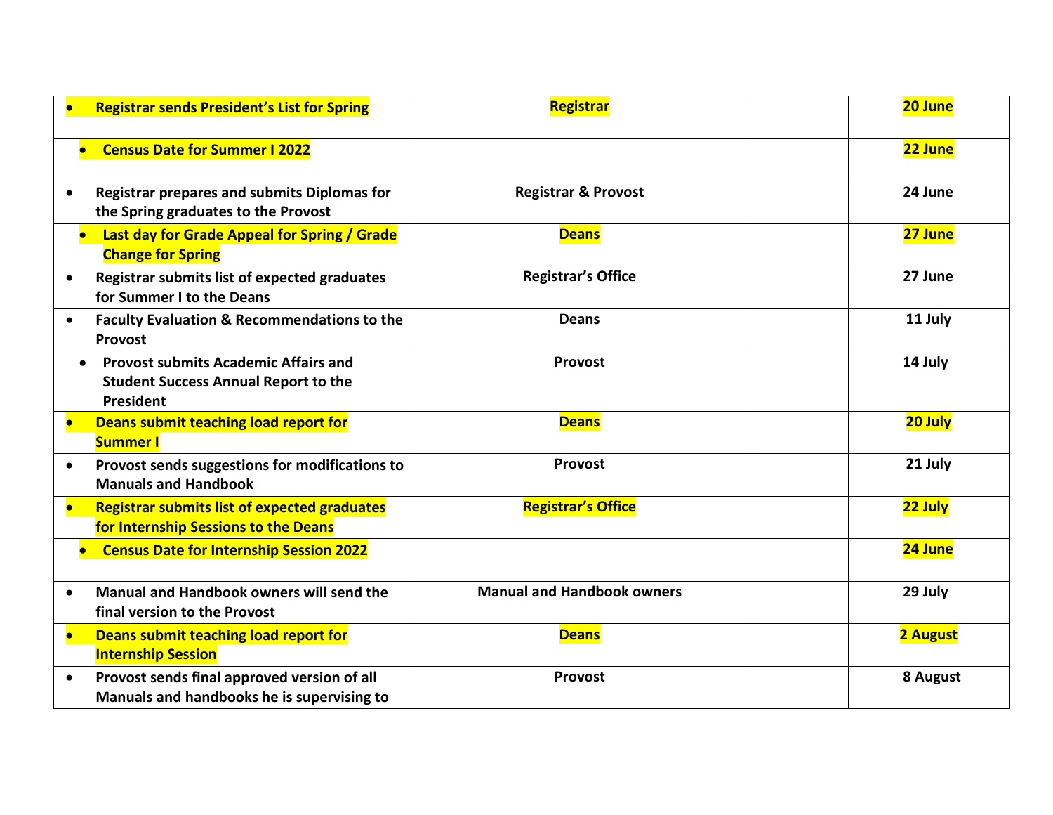| | | | |
|---|---|---|---|
| • **Registrar sends President's List for Spring** | **Registrar** | | **20 June** |
| • **Census Date for Summer I 2022** | | | **22 June** |
| • **Registrar prepares and submits Diplomas for the Spring graduates to the Provost** | **Registrar & Provost** | | **24 June** |
| • **Last day for Grade Appeal for Spring / Grade Change for Spring** | **Deans** | | **27 June** |
| • **Registrar submits list of expected graduates for Summer I to the Deans** | **Registrar's Office** | | **27 June** |
| • **Faculty Evaluation & Recommendations to the Provost** | **Deans** | | **11 July** |
| • **Provost submits Academic Affairs and Student Success Annual Report to the President** | **Provost** | | **14 July** |
| • **Deans submit teaching load report for Summer I** | **Deans** | | **20 July** |
| • **Provost sends suggestions for modifications to Manuals and Handbook** | **Provost** | | **21 July** |
| • **Registrar submits list of expected graduates for Internship Sessions to the Deans** | **Registrar's Office** | | **22 July** |
| • **Census Date for Internship Session 2022** | | | **24 June** |
| • **Manual and Handbook owners will send the final version to the Provost** | **Manual and Handbook owners** | | **29 July** |
| • **Deans submit teaching load report for Internship Session** | **Deans** | | **2 August** |
| • **Provost sends final approved version of all Manuals and handbooks he is supervising to** | **Provost** | | **8 August** |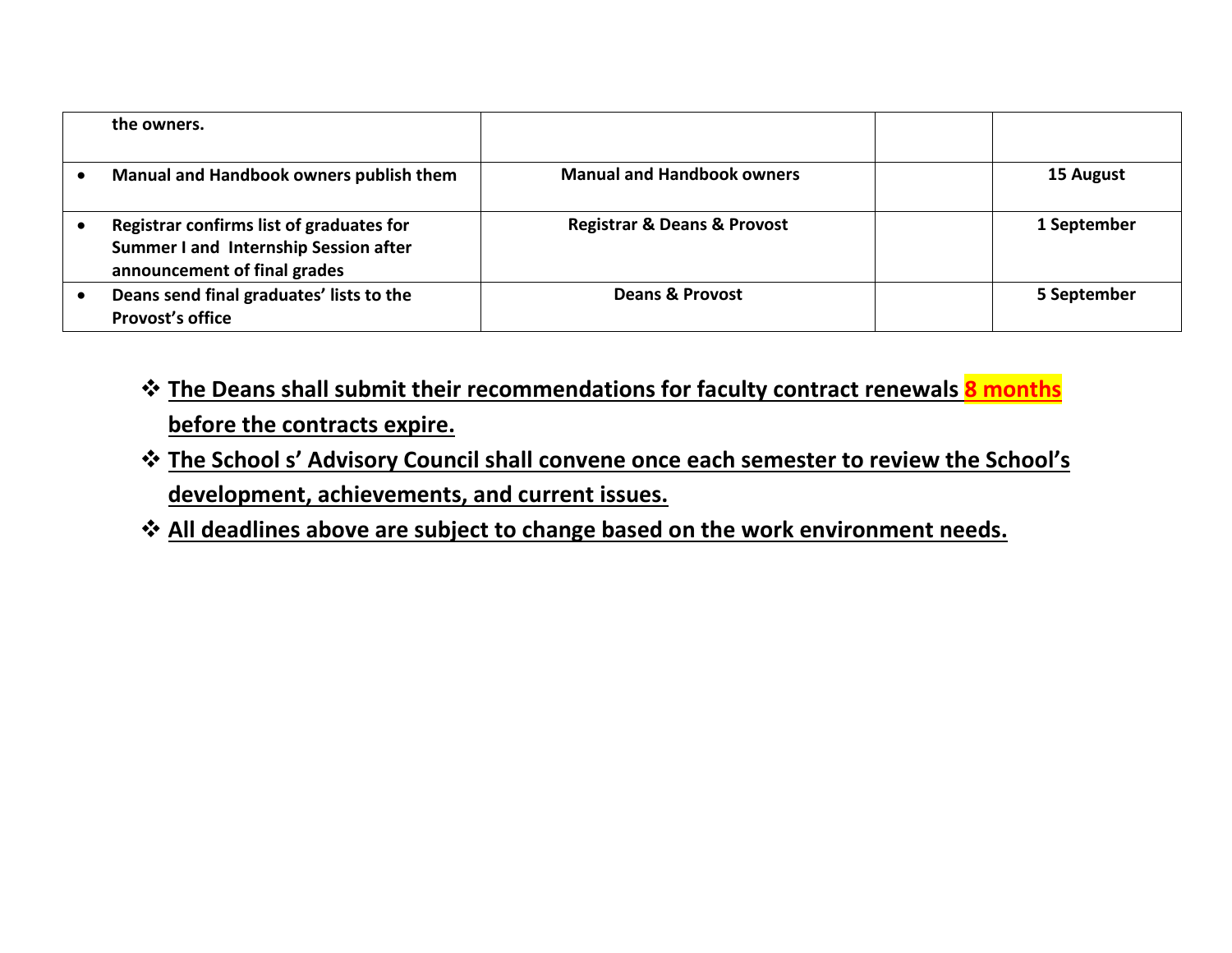| | | | |
|---|---|---|---|
| the owners. | | | |
| • **Manual and Handbook owners publish them** | **Manual and Handbook owners** | | **15 August** |
| • **Registrar confirms list of graduates for Summer I and Internship Session after announcement of final grades** | **Registrar & Deans & Provost** | | **1 September** |
| • **Deans send final graduates' lists to the Provost's office** | **Deans & Provost** | | **5 September** |

- **The Deans shall submit their recommendations for faculty contract renewals 8 months before the contracts expire.**
- **The School s' Advisory Council shall convene once each semester to review the School's development, achievements, and current issues.**
- **All deadlines above are subject to change based on the work environment needs.**